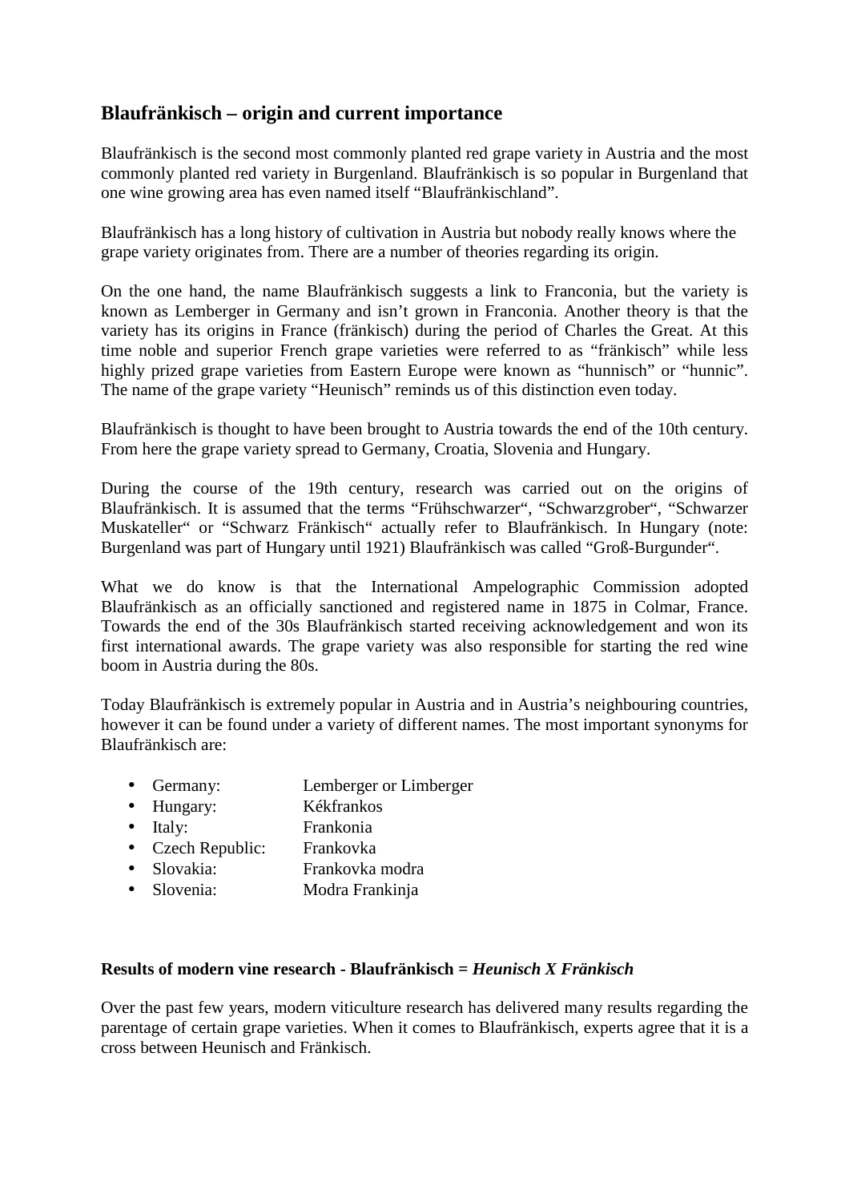## Blaufränkisch – origin and current importance

Blaufränkisch is the second most commonly planted red grape variety in Austria and the most commonly planted red variety in Burgenland. Blaufränkisch is so popular in Burgenland that one wine growing area has even named itself "Blaufränkischland".

Blaufränkisch has a long history of cultivation in Austria but nobody really knows where the grape variety originates from. There are a number of theories regarding its origin.

On the one hand, the name Blaufränkisch suggests a link to Franconia, but the variety is known as Lemberger in Germany and isn't grown in Franconia. Another theory is that the variety has its origins in France (fränkisch) during the period of Charles the Great. At this time noble and superior French grape varieties were referred to as "fränkisch" while less highly prized grape varieties from Eastern Europe were known as "hunnisch" or "hunnic". The name of the grape variety "Heunisch" reminds us of this distinction even today.

Blaufränkisch is thought to have been brought to Austria towards the end of the 10th century. From here the grape variety spread to Germany, Croatia, Slovenia and Hungary.

During the course of the 19th century, research was carried out on the origins of Blaufränkisch. It is assumed that the terms "Frühschwarzer", "Schwarzgrober", "Schwarzer Muskateller" or "Schwarz Fränkisch" actually refer to Blaufränkisch. In Hungary (note: Burgenland was part of Hungary until 1921) Blaufränkisch was called "Groß-Burgunder".

What we do know is that the International Ampelographic Commission adopted Blaufränkisch as an officially sanctioned and registered name in 1875 in Colmar, France. Towards the end of the 30s Blaufränkisch started receiving acknowledgement and won its first international awards. The grape variety was also responsible for starting the red wine boom in Austria during the 80s.

Today Blaufränkisch is extremely popular in Austria and in Austria's neighbouring countries, however it can be found under a variety of different names. The most important synonyms for Blaufränkisch are:

- Germany: Lemberger or Limberger
- Hungary: Kékfrankos
- Italy: Frankonia
- Czech Republic: Frankovka
- Slovakia: Frankovka modra
- Slovenia: Modra Frankinja

**Results of modern vine research - Blaufränkisch = *Heunisch X Fränkisch***

Over the past few years, modern viticulture research has delivered many results regarding the parentage of certain grape varieties. When it comes to Blaufränkisch, experts agree that it is a cross between Heunisch and Fränkisch.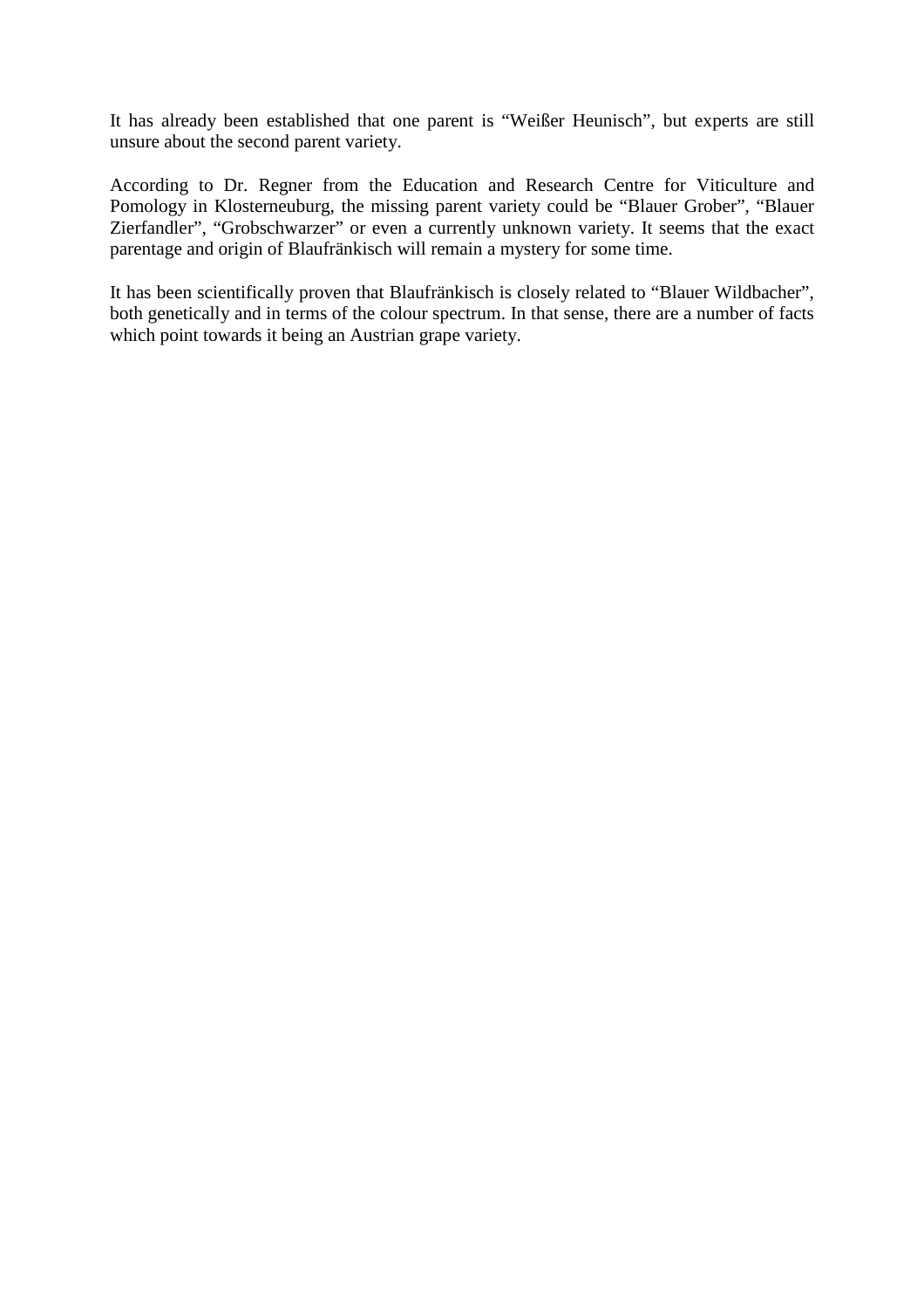It has already been established that one parent is “Weißer Heunisch”, but experts are still unsure about the second parent variety.

According to Dr. Regner from the Education and Research Centre for Viticulture and Pomology in Klosterneuburg, the missing parent variety could be “Blauer Grober”, “Blauer Zierfandler”, “Grobschwarzer” or even a currently unknown variety. It seems that the exact parentage and origin of Blaufränkisch will remain a mystery for some time.

It has been scientifically proven that Blaufränkisch is closely related to “Blauer Wildbacher”, both genetically and in terms of the colour spectrum. In that sense, there are a number of facts which point towards it being an Austrian grape variety.